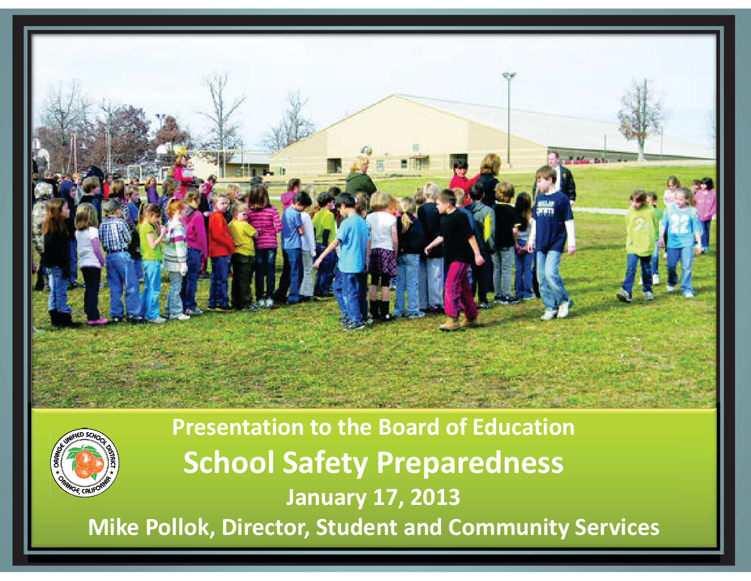Presentation to the Board of Education

# School Safety Preparedness

January 17, 2013

Mike Pollok, Director, Student and Community Services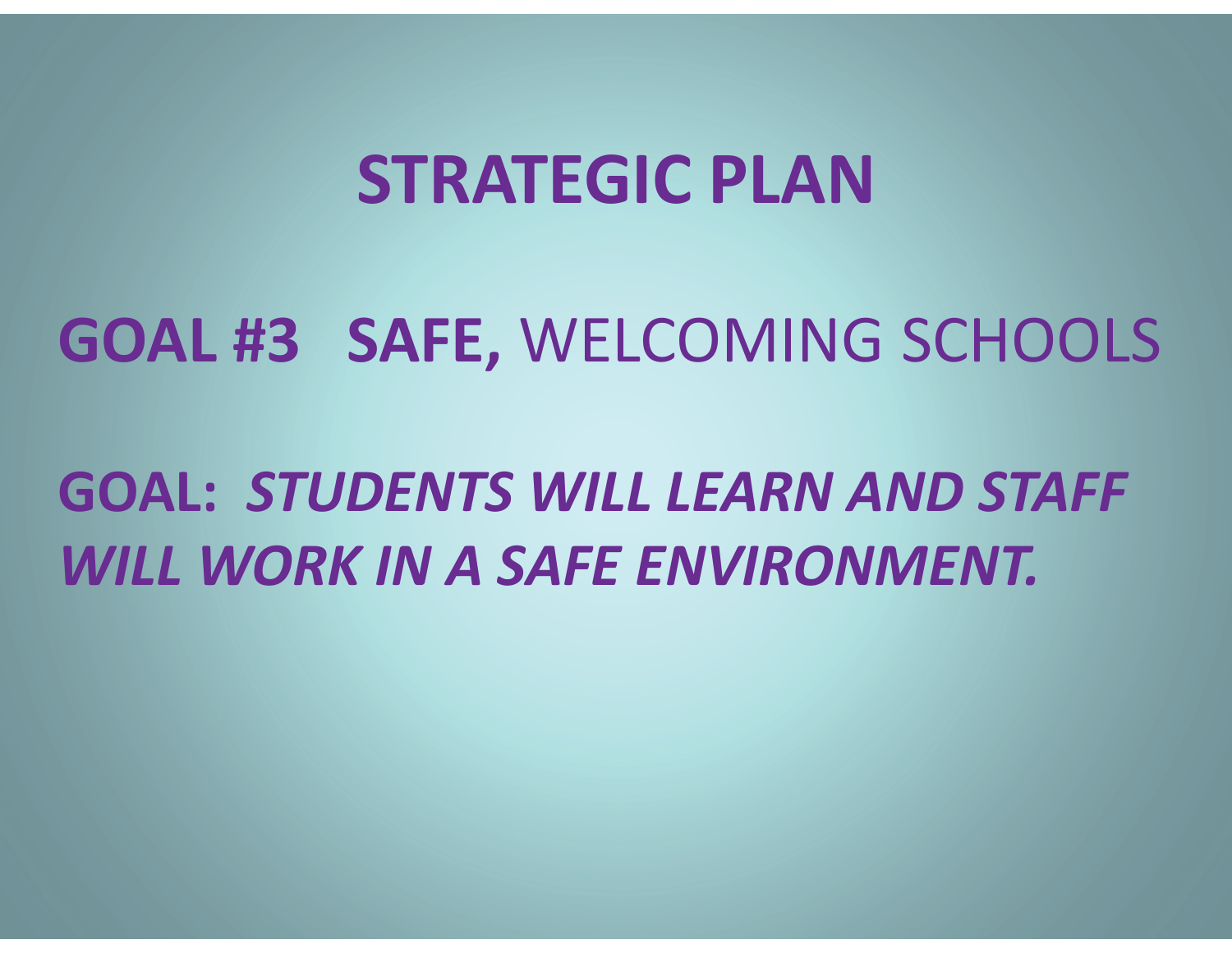# STRATEGIC PLAN

## GOAL #3 **SAFE,** WELCOMING SCHOOLS

**GOAL:** ***STUDENTS WILL LEARN AND STAFF WILL WORK IN A SAFE ENVIRONMENT.***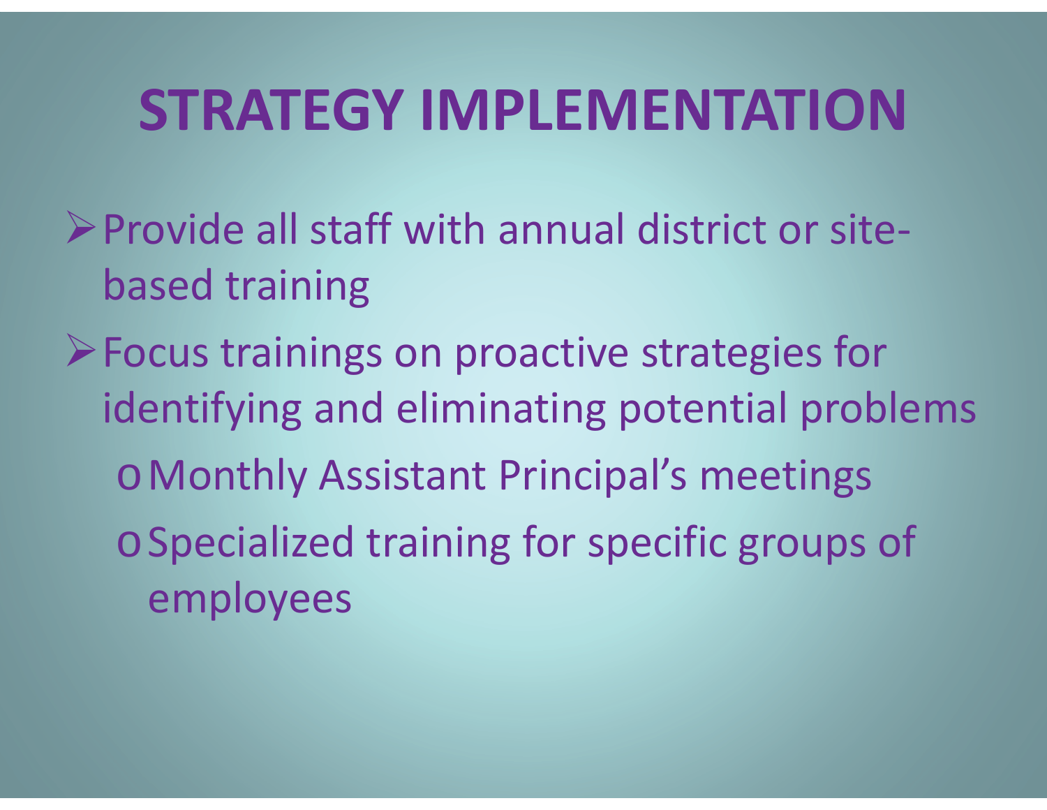# STRATEGY IMPLEMENTATION

- Provide all staff with annual district or site-based training
- Focus trainings on proactive strategies for identifying and eliminating potential problems
  - Monthly Assistant Principal's meetings
  - Specialized training for specific groups of employees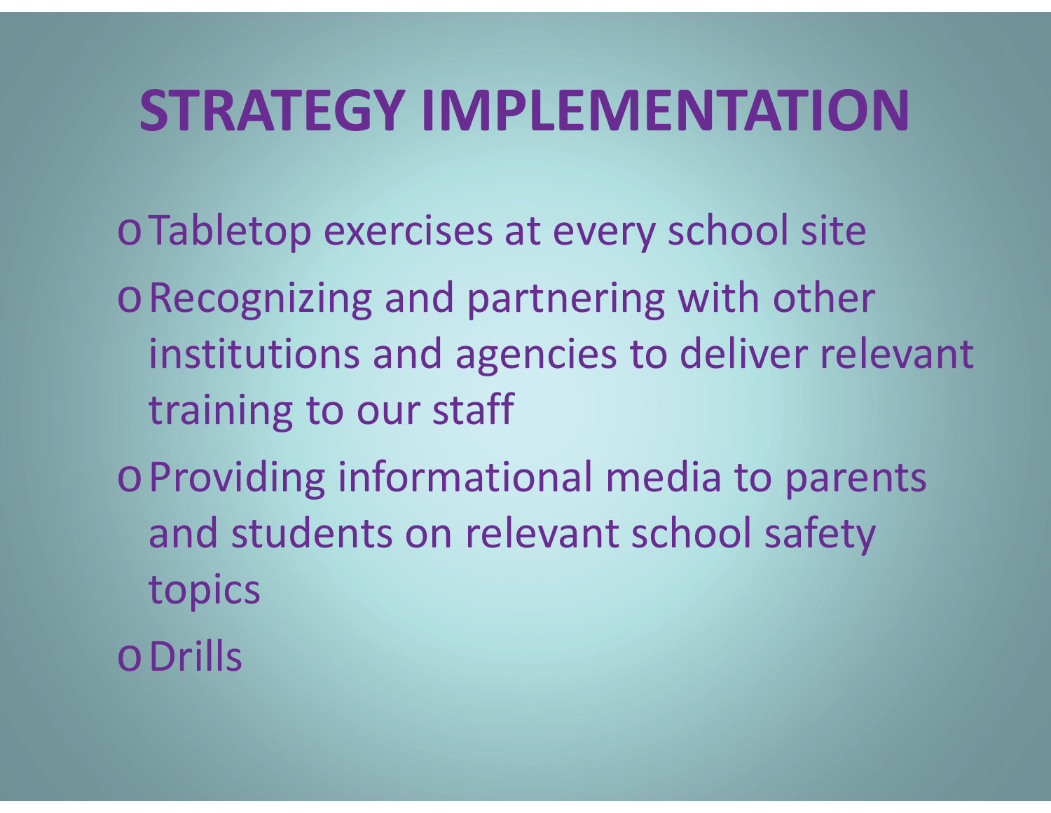# STRATEGY IMPLEMENTATION

- Tabletop exercises at every school site
- Recognizing and partnering with other institutions and agencies to deliver relevant training to our staff
- Providing informational media to parents and students on relevant school safety topics
- Drills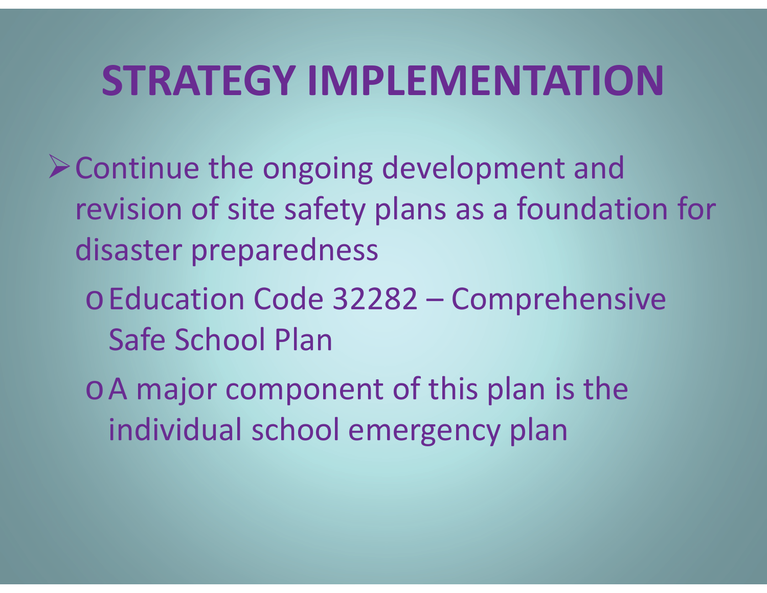# STRATEGY IMPLEMENTATION

- Continue the ongoing development and revision of site safety plans as a foundation for disaster preparedness
  - Education Code 32282 – Comprehensive Safe School Plan
  - A major component of this plan is the individual school emergency plan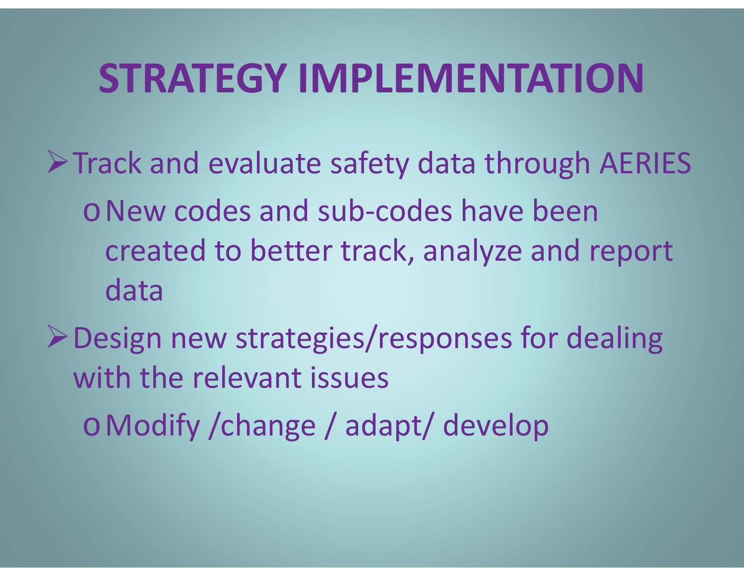# STRATEGY IMPLEMENTATION

- Track and evaluate safety data through AERIES
  - New codes and sub-codes have been created to better track, analyze and report data
- Design new strategies/responses for dealing with the relevant issues
  - Modify /change / adapt/ develop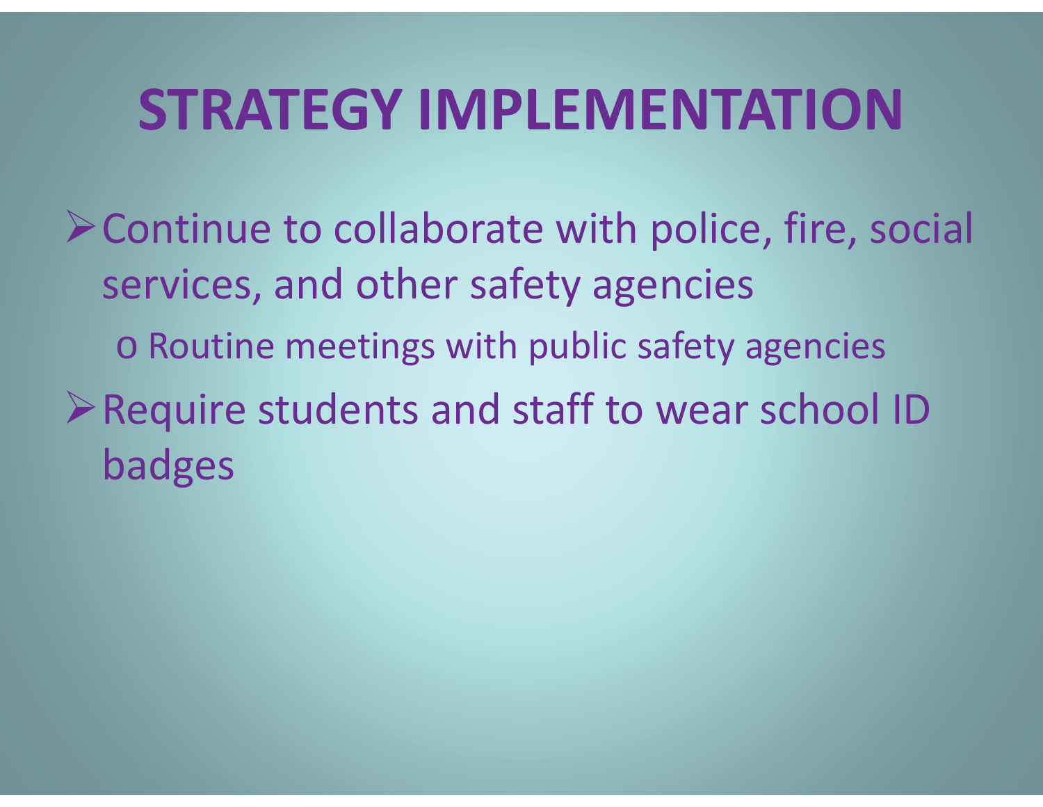# STRATEGY IMPLEMENTATION

- Continue to collaborate with police, fire, social services, and other safety agencies
  - Routine meetings with public safety agencies
- Require students and staff to wear school ID badges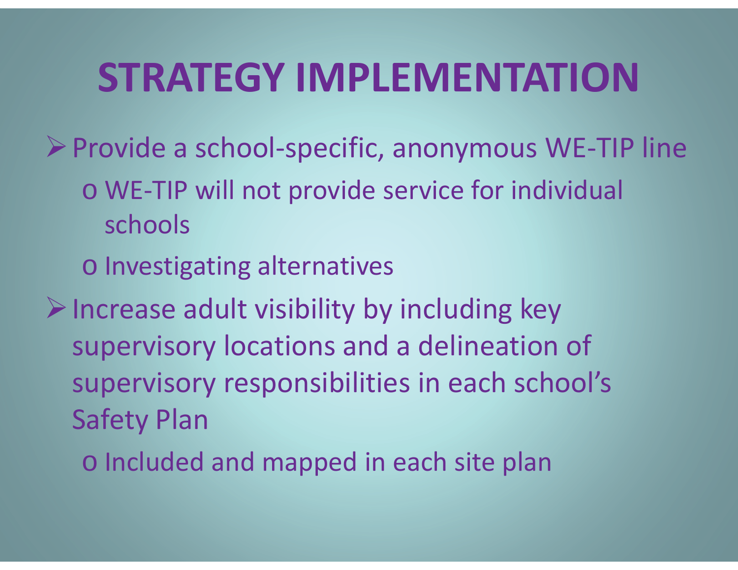# STRATEGY IMPLEMENTATION

- Provide a school-specific, anonymous WE-TIP line
  - WE-TIP will not provide service for individual schools
  - Investigating alternatives
- Increase adult visibility by including key supervisory locations and a delineation of supervisory responsibilities in each school's Safety Plan
  - Included and mapped in each site plan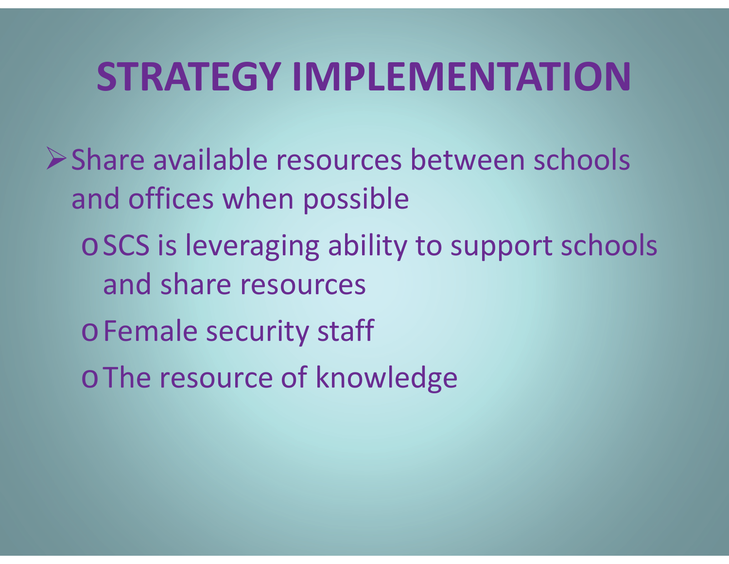# STRATEGY IMPLEMENTATION

- Share available resources between schools and offices when possible
  - SCS is leveraging ability to support schools and share resources
  - Female security staff
  - The resource of knowledge